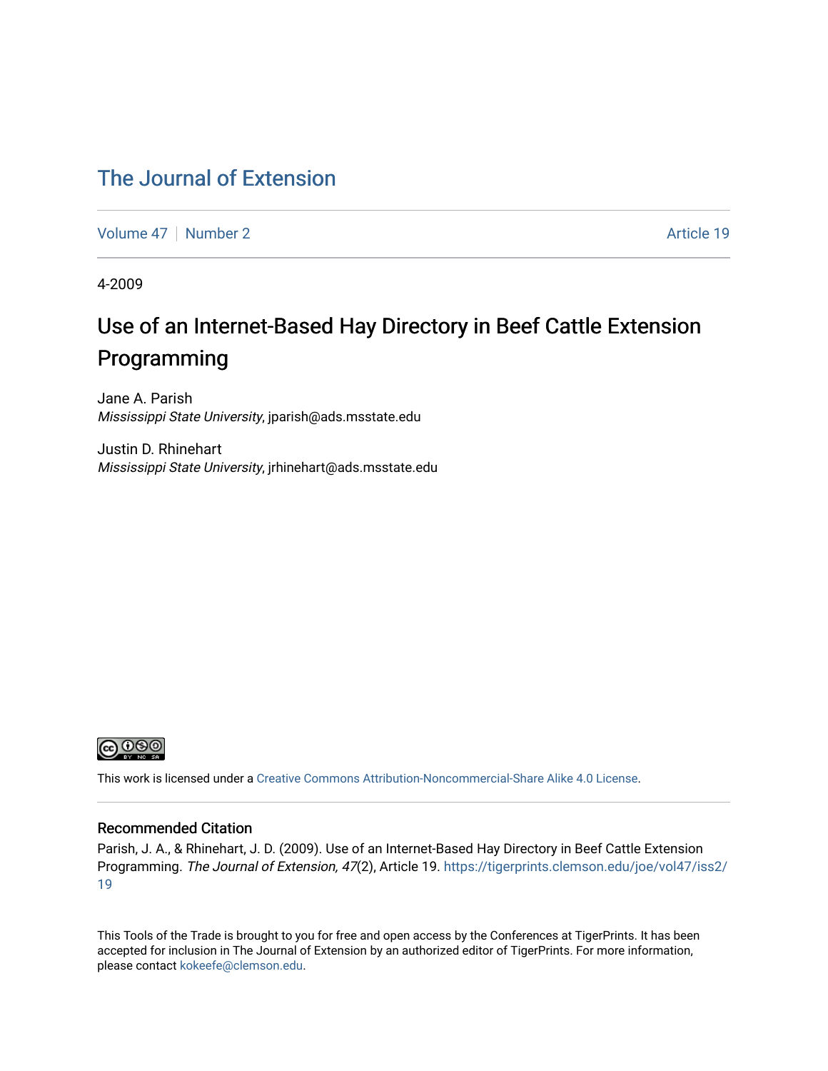# The Journal of Extension

Volume 47 | Number 2 — Article 19

4-2009

## Use of an Internet-Based Hay Directory in Beef Cattle Extension Programming

Jane A. Parish
*Mississippi State University*, jparish@ads.msstate.edu

Justin D. Rhinehart
*Mississippi State University*, jrhinehart@ads.msstate.edu

This work is licensed under a Creative Commons Attribution-Noncommercial-Share Alike 4.0 License.

### Recommended Citation

Parish, J. A., & Rhinehart, J. D. (2009). Use of an Internet-Based Hay Directory in Beef Cattle Extension Programming. *The Journal of Extension, 47*(2), Article 19. https://tigerprints.clemson.edu/joe/vol47/iss2/19

This Tools of the Trade is brought to you for free and open access by the Conferences at TigerPrints. It has been accepted for inclusion in The Journal of Extension by an authorized editor of TigerPrints. For more information, please contact kokeefe@clemson.edu.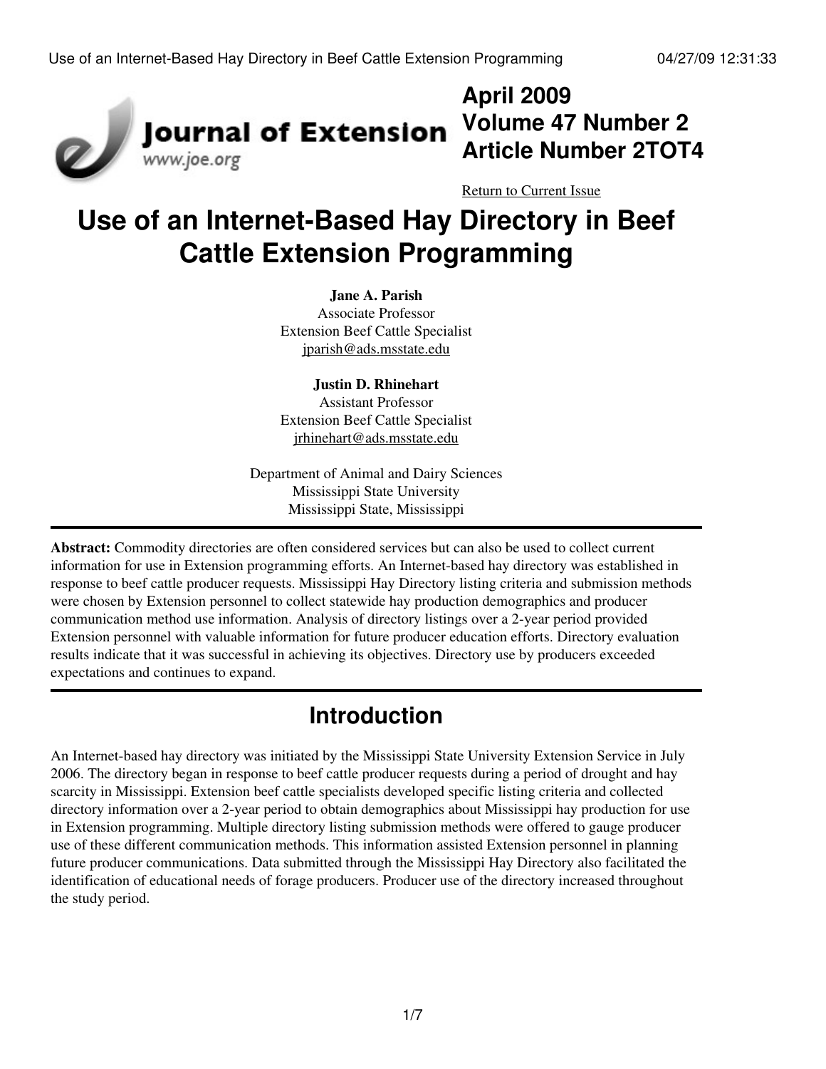# April 2009
# Volume 47 Number 2
# Article Number 2TOT4

Return to Current Issue

# Use of an Internet-Based Hay Directory in Beef Cattle Extension Programming

**Jane A. Parish**
Associate Professor
Extension Beef Cattle Specialist
jparish@ads.msstate.edu

**Justin D. Rhinehart**
Assistant Professor
Extension Beef Cattle Specialist
jrhinehart@ads.msstate.edu

Department of Animal and Dairy Sciences
Mississippi State University
Mississippi State, Mississippi

**Abstract:** Commodity directories are often considered services but can also be used to collect current information for use in Extension programming efforts. An Internet-based hay directory was established in response to beef cattle producer requests. Mississippi Hay Directory listing criteria and submission methods were chosen by Extension personnel to collect statewide hay production demographics and producer communication method use information. Analysis of directory listings over a 2-year period provided Extension personnel with valuable information for future producer education efforts. Directory evaluation results indicate that it was successful in achieving its objectives. Directory use by producers exceeded expectations and continues to expand.

## Introduction

An Internet-based hay directory was initiated by the Mississippi State University Extension Service in July 2006. The directory began in response to beef cattle producer requests during a period of drought and hay scarcity in Mississippi. Extension beef cattle specialists developed specific listing criteria and collected directory information over a 2-year period to obtain demographics about Mississippi hay production for use in Extension programming. Multiple directory listing submission methods were offered to gauge producer use of these different communication methods. This information assisted Extension personnel in planning future producer communications. Data submitted through the Mississippi Hay Directory also facilitated the identification of educational needs of forage producers. Producer use of the directory increased throughout the study period.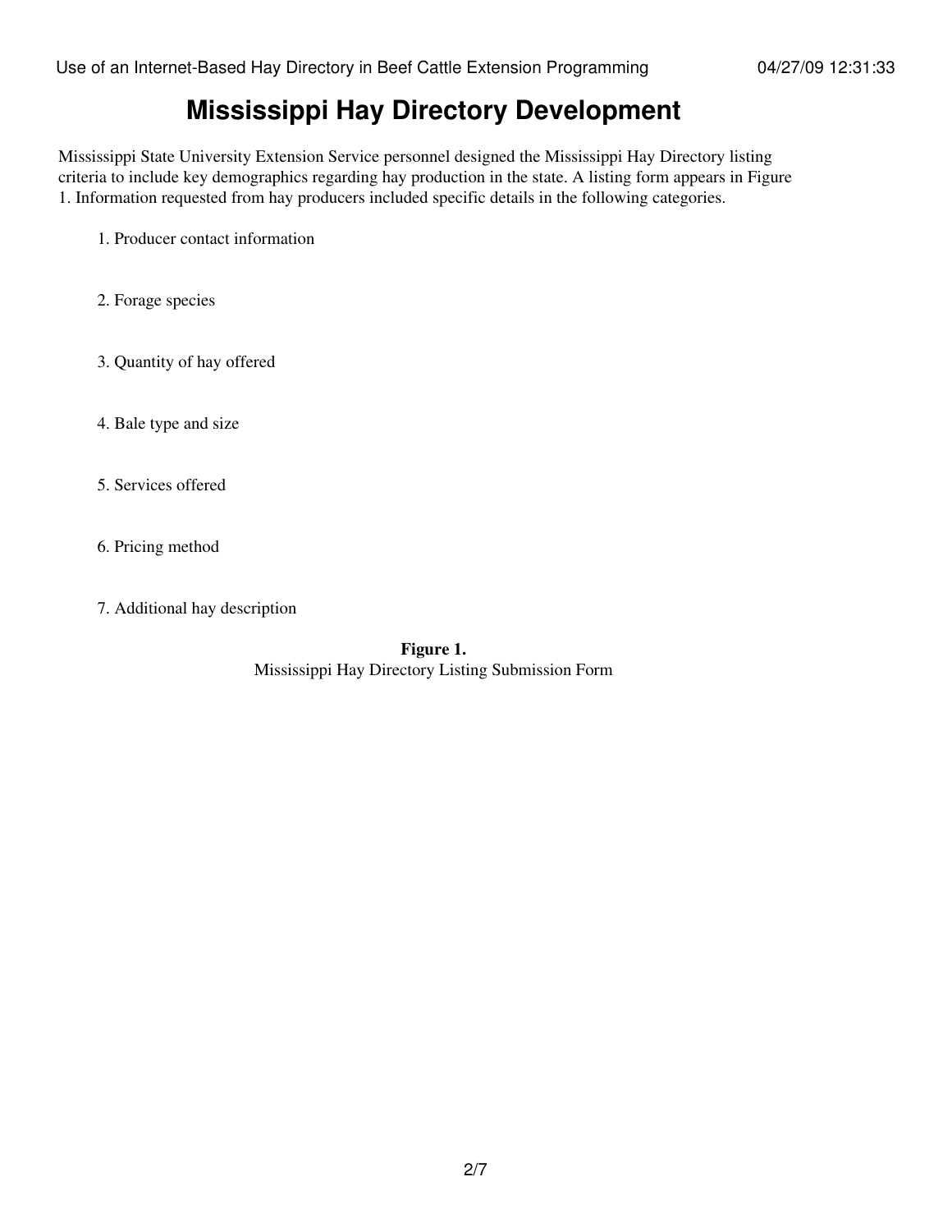# Mississippi Hay Directory Development

Mississippi State University Extension Service personnel designed the Mississippi Hay Directory listing criteria to include key demographics regarding hay production in the state. A listing form appears in Figure 1. Information requested from hay producers included specific details in the following categories.

1. Producer contact information
2. Forage species
3. Quantity of hay offered
4. Bale type and size
5. Services offered
6. Pricing method
7. Additional hay description

**Figure 1.**
Mississippi Hay Directory Listing Submission Form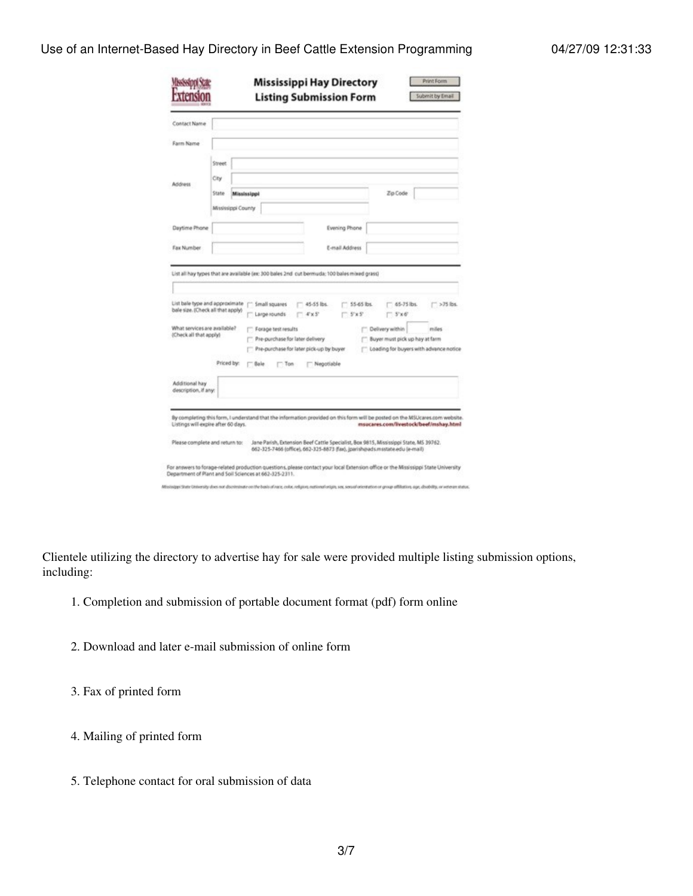**Mississippi State Extension**

**Mississippi Hay Directory Listing Submission Form**

Print Form | Submit by Email

Contact Name

Farm Name

Address: Street / City / State: Mississippi / Zip Code / Mississippi County

Daytime Phone | Evening Phone

Fax Number | E-mail Address

List all hay types that are available (ex: 300 bales 2nd cut bermuda; 100 bales mixed grass)

List bale type and approximate bale size. (Check all that apply): Small squares, 45-55 lbs., 55-65 lbs., 65-75 lbs., >75 lbs.; Large rounds, 4'x 5', 5'x 5', 5'x 6'

What services are available? (Check all that apply): Forage test results; Pre-purchase for later delivery; Pre-purchase for later pick-up by buyer; Delivery within ___ miles; Buyer must pick up hay at farm; Loading for buyers with advance notice

Priced by: Bale, Ton, Negotiable

Additional hay description, if any:

By completing this form, I understand that the information provided on this form will be posted on the MSUcares.com website. Listings will expire after 60 days. msucares.com/livestock/beef/mshay.html

Please complete and return to: Jane Parish, Extension Beef Cattle Specialist, Box 9815, Mississippi State, MS 39762. 662-325-7466 (office), 662-325-8873 (fax), jparish@ads.msstate.edu (e-mail)

For answers to forage-related production questions, please contact your local Extension office or the Mississippi State University Department of Plant and Soil Sciences at 662-325-2311.

Mississippi State University does not discriminate on the basis of race, color, religion, national origin, sex, sexual orientation or group affiliation, age, disability, or veteran status.

Clientele utilizing the directory to advertise hay for sale were provided multiple listing submission options, including:

1. Completion and submission of portable document format (pdf) form online
2. Download and later e-mail submission of online form
3. Fax of printed form
4. Mailing of printed form
5. Telephone contact for oral submission of data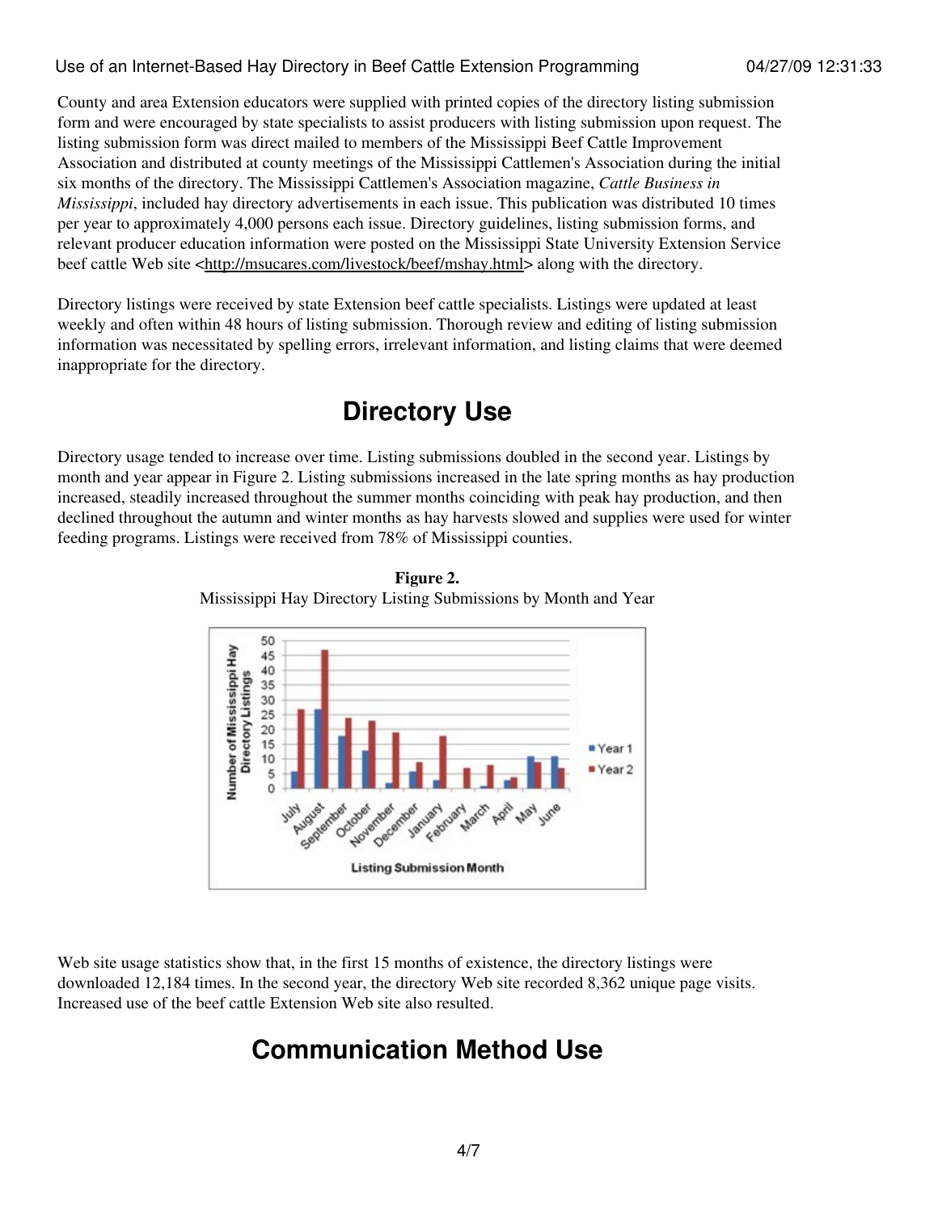County and area Extension educators were supplied with printed copies of the directory listing submission form and were encouraged by state specialists to assist producers with listing submission upon request. The listing submission form was direct mailed to members of the Mississippi Beef Cattle Improvement Association and distributed at county meetings of the Mississippi Cattlemen's Association during the initial six months of the directory. The Mississippi Cattlemen's Association magazine, *Cattle Business in Mississippi*, included hay directory advertisements in each issue. This publication was distributed 10 times per year to approximately 4,000 persons each issue. Directory guidelines, listing submission forms, and relevant producer education information were posted on the Mississippi State University Extension Service beef cattle Web site <http://msucares.com/livestock/beef/mshay.html> along with the directory.

Directory listings were received by state Extension beef cattle specialists. Listings were updated at least weekly and often within 48 hours of listing submission. Thorough review and editing of listing submission information was necessitated by spelling errors, irrelevant information, and listing claims that were deemed inappropriate for the directory.

## Directory Use

Directory usage tended to increase over time. Listing submissions doubled in the second year. Listings by month and year appear in Figure 2. Listing submissions increased in the late spring months as hay production increased, steadily increased throughout the summer months coinciding with peak hay production, and then declined throughout the autumn and winter months as hay harvests slowed and supplies were used for winter feeding programs. Listings were received from 78% of Mississippi counties.

**Figure 2.**
Mississippi Hay Directory Listing Submissions by Month and Year

Web site usage statistics show that, in the first 15 months of existence, the directory listings were downloaded 12,184 times. In the second year, the directory Web site recorded 8,362 unique page visits. Increased use of the beef cattle Extension Web site also resulted.

## Communication Method Use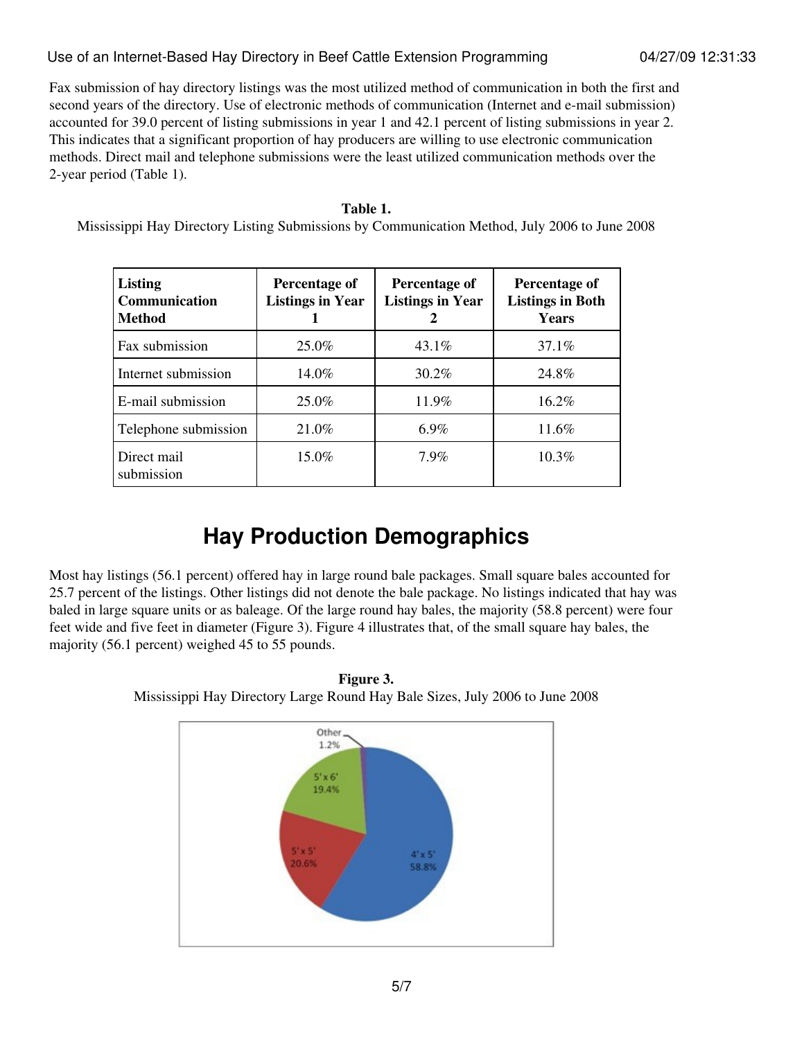Fax submission of hay directory listings was the most utilized method of communication in both the first and second years of the directory. Use of electronic methods of communication (Internet and e-mail submission) accounted for 39.0 percent of listing submissions in year 1 and 42.1 percent of listing submissions in year 2. This indicates that a significant proportion of hay producers are willing to use electronic communication methods. Direct mail and telephone submissions were the least utilized communication methods over the 2-year period (Table 1).

**Table 1.**
Mississippi Hay Directory Listing Submissions by Communication Method, July 2006 to June 2008

| Listing Communication Method | Percentage of Listings in Year 1 | Percentage of Listings in Year 2 | Percentage of Listings in Both Years |
|---|---|---|---|
| Fax submission | 25.0% | 43.1% | 37.1% |
| Internet submission | 14.0% | 30.2% | 24.8% |
| E-mail submission | 25.0% | 11.9% | 16.2% |
| Telephone submission | 21.0% | 6.9% | 11.6% |
| Direct mail submission | 15.0% | 7.9% | 10.3% |

## Hay Production Demographics

Most hay listings (56.1 percent) offered hay in large round bale packages. Small square bales accounted for 25.7 percent of the listings. Other listings did not denote the bale package. No listings indicated that hay was baled in large square units or as baleage. Of the large round hay bales, the majority (58.8 percent) were four feet wide and five feet in diameter (Figure 3). Figure 4 illustrates that, of the small square hay bales, the majority (56.1 percent) weighed 45 to 55 pounds.

**Figure 3.**
Mississippi Hay Directory Large Round Hay Bale Sizes, July 2006 to June 2008

Other 1.2%
5' x 6' 19.4%
5' x 5' 20.6%
4' x 5' 58.8%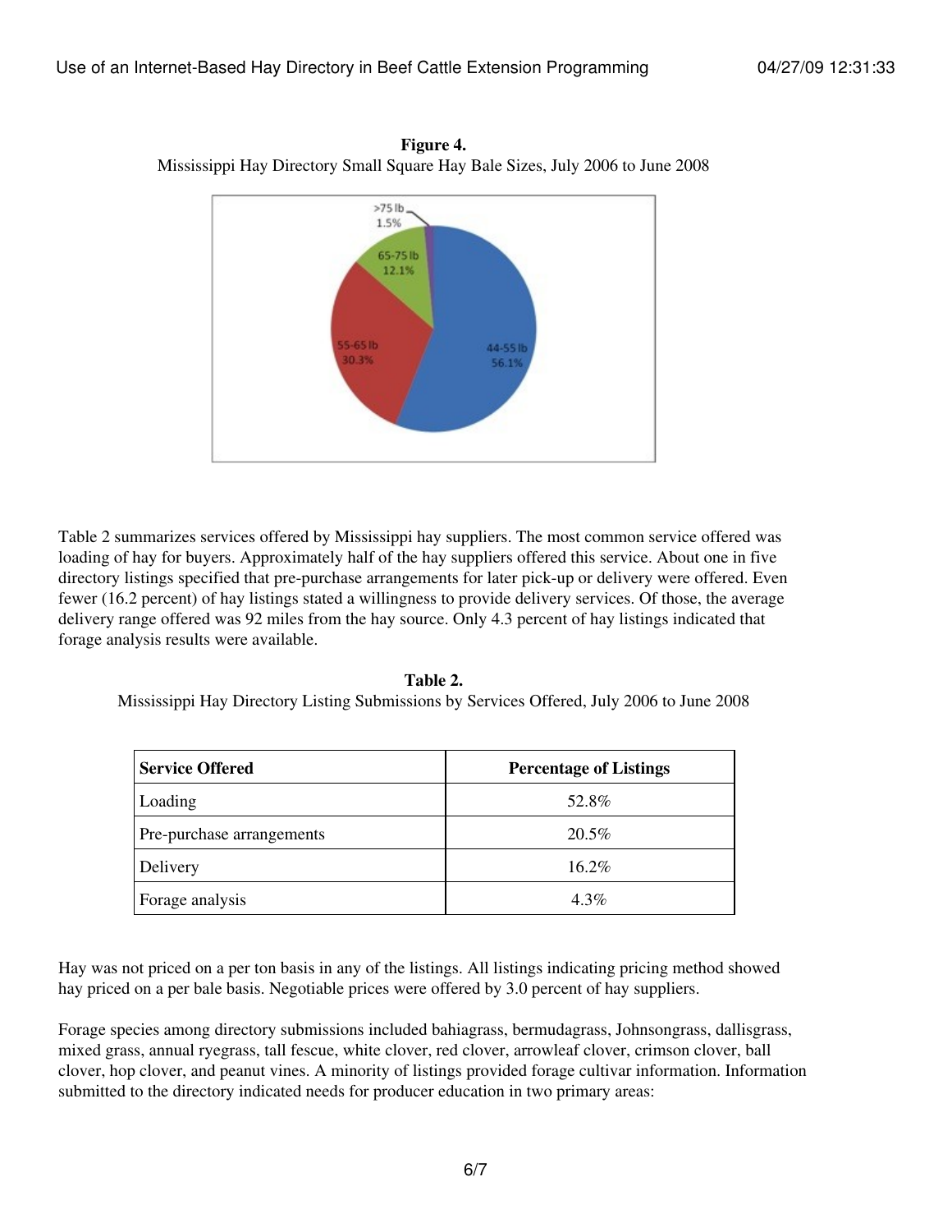**Figure 4.**
Mississippi Hay Directory Small Square Hay Bale Sizes, July 2006 to June 2008

Table 2 summarizes services offered by Mississippi hay suppliers. The most common service offered was loading of hay for buyers. Approximately half of the hay suppliers offered this service. About one in five directory listings specified that pre-purchase arrangements for later pick-up or delivery were offered. Even fewer (16.2 percent) of hay listings stated a willingness to provide delivery services. Of those, the average delivery range offered was 92 miles from the hay source. Only 4.3 percent of hay listings indicated that forage analysis results were available.

**Table 2.**
Mississippi Hay Directory Listing Submissions by Services Offered, July 2006 to June 2008

| Service Offered | Percentage of Listings |
| --- | --- |
| Loading | 52.8% |
| Pre-purchase arrangements | 20.5% |
| Delivery | 16.2% |
| Forage analysis | 4.3% |

Hay was not priced on a per ton basis in any of the listings. All listings indicating pricing method showed hay priced on a per bale basis. Negotiable prices were offered by 3.0 percent of hay suppliers.

Forage species among directory submissions included bahiagrass, bermudagrass, Johnsongrass, dallisgrass, mixed grass, annual ryegrass, tall fescue, white clover, red clover, arrowleaf clover, crimson clover, ball clover, hop clover, and peanut vines. A minority of listings provided forage cultivar information. Information submitted to the directory indicated needs for producer education in two primary areas: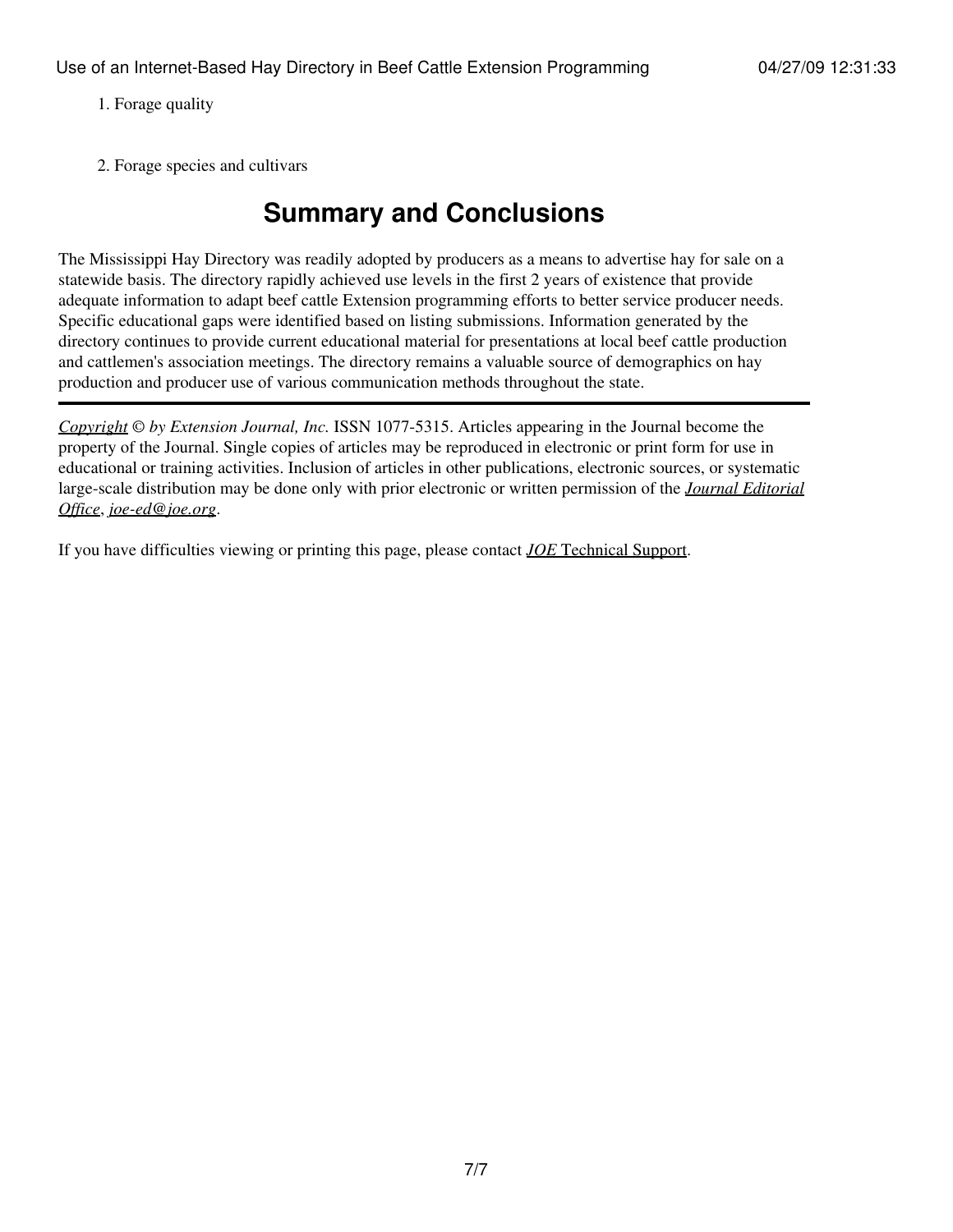1. Forage quality
2. Forage species and cultivars

## Summary and Conclusions

The Mississippi Hay Directory was readily adopted by producers as a means to advertise hay for sale on a statewide basis. The directory rapidly achieved use levels in the first 2 years of existence that provide adequate information to adapt beef cattle Extension programming efforts to better service producer needs. Specific educational gaps were identified based on listing submissions. Information generated by the directory continues to provide current educational material for presentations at local beef cattle production and cattlemen's association meetings. The directory remains a valuable source of demographics on hay production and producer use of various communication methods throughout the state.

---

*Copyright © by Extension Journal, Inc.* ISSN 1077-5315. Articles appearing in the Journal become the property of the Journal. Single copies of articles may be reproduced in electronic or print form for use in educational or training activities. Inclusion of articles in other publications, electronic sources, or systematic large-scale distribution may be done only with prior electronic or written permission of the *Journal Editorial Office*, *joe-ed@joe.org*.

If you have difficulties viewing or printing this page, please contact *JOE* Technical Support.